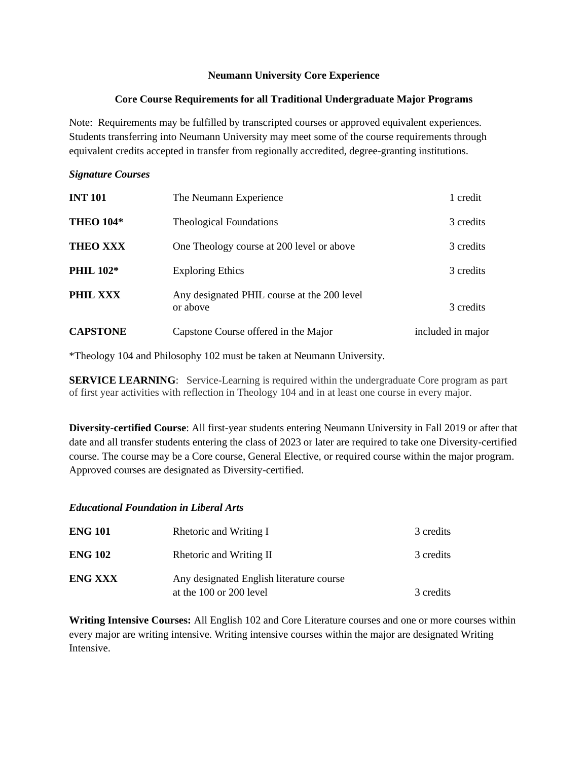**Neumann University Core Experience**

**Core Course Requirements for all Traditional Undergraduate Major Programs**

Note: Requirements may be fulfilled by transcripted courses or approved equivalent experiences. Students transferring into Neumann University may meet some of the course requirements through equivalent credits accepted in transfer from regionally accredited, degree-granting institutions.

***Signature Courses***

| | | |
|---|---|---|
| **INT 101** | The Neumann Experience | 1 credit |
| **THEO 104*** | Theological Foundations | 3 credits |
| **THEO XXX** | One Theology course at 200 level or above | 3 credits |
| **PHIL 102*** | Exploring Ethics | 3 credits |
| **PHIL XXX** | Any designated PHIL course at the 200 level or above | 3 credits |
| **CAPSTONE** | Capstone Course offered in the Major | included in major |

*Theology 104 and Philosophy 102 must be taken at Neumann University.

**SERVICE LEARNING**: Service-Learning is required within the undergraduate Core program as part of first year activities with reflection in Theology 104 and in at least one course in every major.

**Diversity-certified Course**: All first-year students entering Neumann University in Fall 2019 or after that date and all transfer students entering the class of 2023 or later are required to take one Diversity-certified course. The course may be a Core course, General Elective, or required course within the major program. Approved courses are designated as Diversity-certified.

***Educational Foundation in Liberal Arts***

| | | |
|---|---|---|
| **ENG 101** | Rhetoric and Writing I | 3 credits |
| **ENG 102** | Rhetoric and Writing II | 3 credits |
| **ENG XXX** | Any designated English literature course at the 100 or 200 level | 3 credits |

**Writing Intensive Courses:** All English 102 and Core Literature courses and one or more courses within every major are writing intensive. Writing intensive courses within the major are designated Writing Intensive.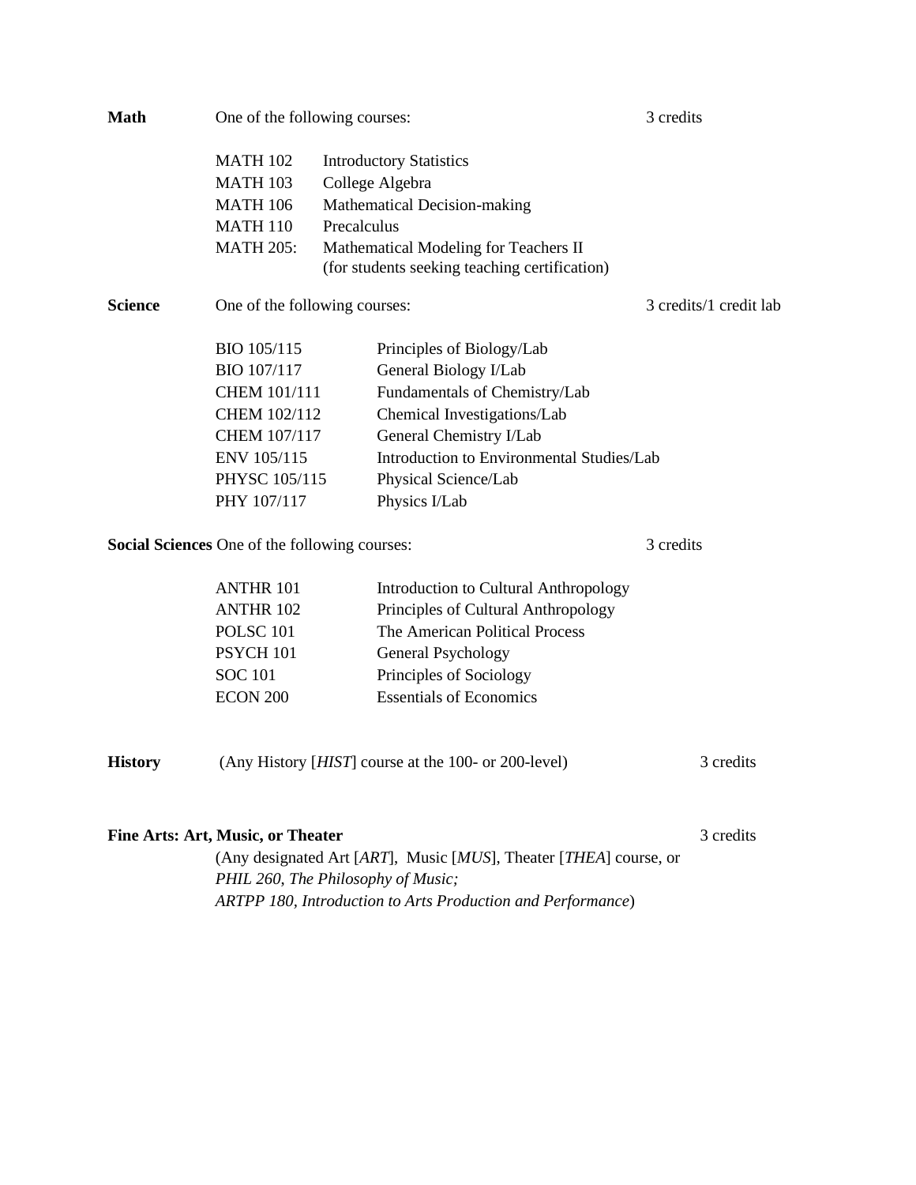**Math** One of the following courses: 3 credits

| | |
|---|---|
| MATH 102 | Introductory Statistics |
| MATH 103 | College Algebra |
| MATH 106 | Mathematical Decision-making |
| MATH 110 | Precalculus |
| MATH 205: | Mathematical Modeling for Teachers II (for students seeking teaching certification) |

**Science** One of the following courses: 3 credits/1 credit lab

| | |
|---|---|
| BIO 105/115 | Principles of Biology/Lab |
| BIO 107/117 | General Biology I/Lab |
| CHEM 101/111 | Fundamentals of Chemistry/Lab |
| CHEM 102/112 | Chemical Investigations/Lab |
| CHEM 107/117 | General Chemistry I/Lab |
| ENV 105/115 | Introduction to Environmental Studies/Lab |
| PHYSC 105/115 | Physical Science/Lab |
| PHY 107/117 | Physics I/Lab |

**Social Sciences** One of the following courses: 3 credits

| | |
|---|---|
| ANTHR 101 | Introduction to Cultural Anthropology |
| ANTHR 102 | Principles of Cultural Anthropology |
| POLSC 101 | The American Political Process |
| PSYCH 101 | General Psychology |
| SOC 101 | Principles of Sociology |
| ECON 200 | Essentials of Economics |

**History** (Any History [*HIST*] course at the 100- or 200-level) 3 credits

**Fine Arts: Art, Music, or Theater** 3 credits

(Any designated Art [*ART*], Music [*MUS*], Theater [*THEA*] course, or *PHIL 260, The Philosophy of Music; ARTPP 180, Introduction to Arts Production and Performance*)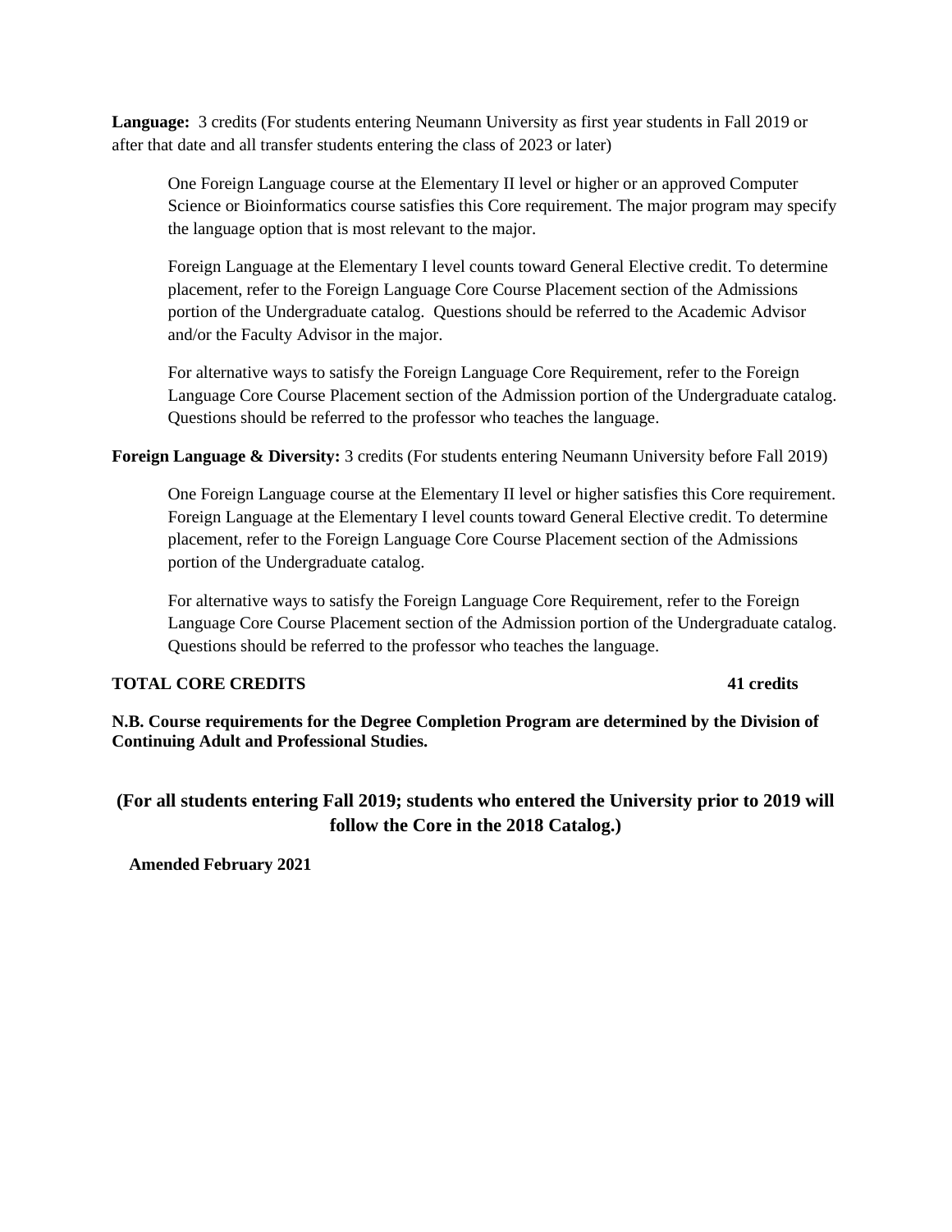**Language:** 3 credits (For students entering Neumann University as first year students in Fall 2019 or after that date and all transfer students entering the class of 2023 or later)

One Foreign Language course at the Elementary II level or higher or an approved Computer Science or Bioinformatics course satisfies this Core requirement. The major program may specify the language option that is most relevant to the major.

Foreign Language at the Elementary I level counts toward General Elective credit. To determine placement, refer to the Foreign Language Core Course Placement section of the Admissions portion of the Undergraduate catalog. Questions should be referred to the Academic Advisor and/or the Faculty Advisor in the major.

For alternative ways to satisfy the Foreign Language Core Requirement, refer to the Foreign Language Core Course Placement section of the Admission portion of the Undergraduate catalog. Questions should be referred to the professor who teaches the language.

**Foreign Language & Diversity:** 3 credits (For students entering Neumann University before Fall 2019)

One Foreign Language course at the Elementary II level or higher satisfies this Core requirement. Foreign Language at the Elementary I level counts toward General Elective credit. To determine placement, refer to the Foreign Language Core Course Placement section of the Admissions portion of the Undergraduate catalog.

For alternative ways to satisfy the Foreign Language Core Requirement, refer to the Foreign Language Core Course Placement section of the Admission portion of the Undergraduate catalog. Questions should be referred to the professor who teaches the language.

**TOTAL CORE CREDITS 41 credits**

**N.B. Course requirements for the Degree Completion Program are determined by the Division of Continuing Adult and Professional Studies.**

**(For all students entering Fall 2019; students who entered the University prior to 2019 will follow the Core in the 2018 Catalog.)**

**Amended February 2021**